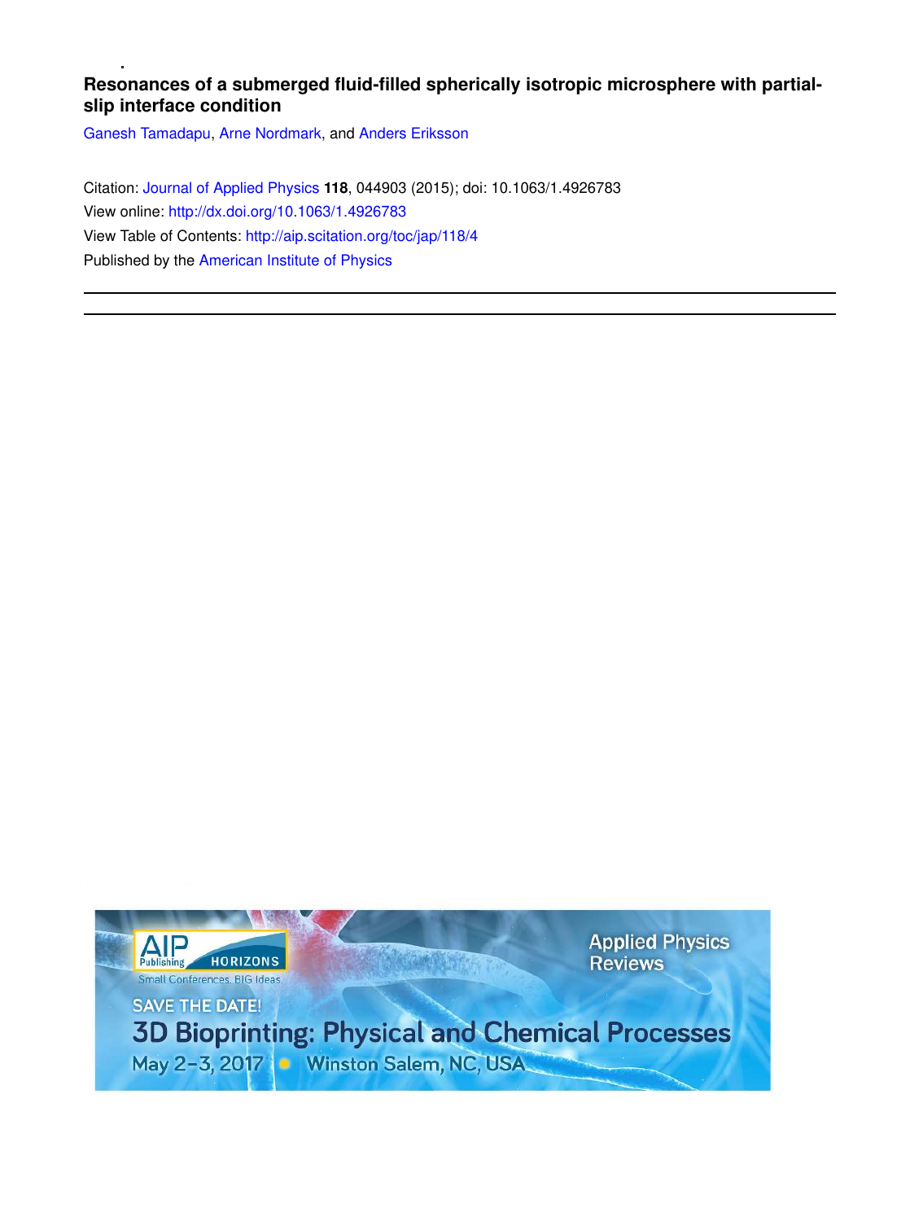# Resonances of a submerged fluid-filled spherically isotropic microsphere with partial-slip interface condition

Ganesh Tamadapu, Arne Nordmark, and Anders Eriksson

Citation: Journal of Applied Physics **118**, 044903 (2015); doi: 10.1063/1.4926783

View online: http://dx.doi.org/10.1063/1.4926783

View Table of Contents: http://aip.scitation.org/toc/jap/118/4

Published by the American Institute of Physics

---

AIP Publishing HORIZONS
Small Conferences. BIG Ideas.

Applied Physics Reviews

SAVE THE DATE!

3D Bioprinting: Physical and Chemical Processes

May 2–3, 2017 • Winston Salem, NC, USA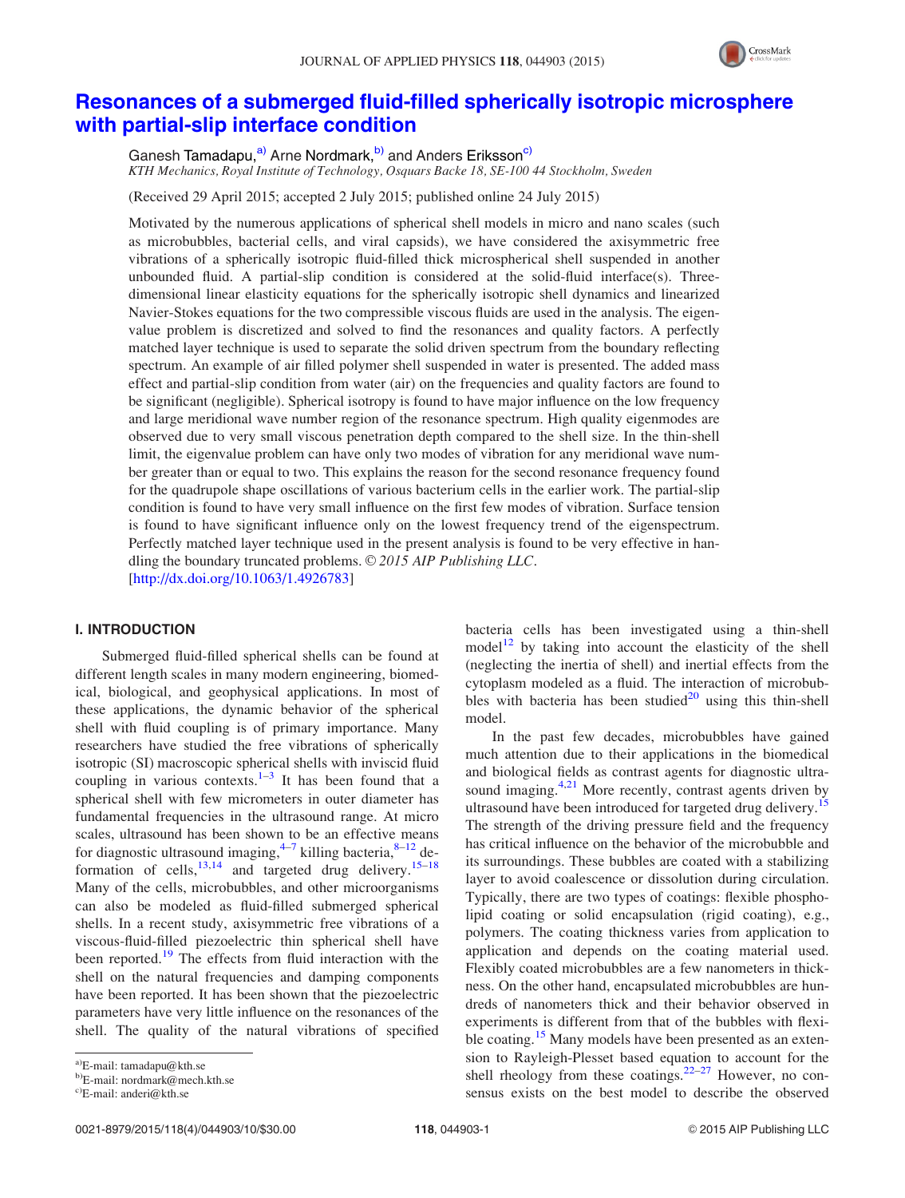# Resonances of a submerged fluid-filled spherically isotropic microsphere with partial-slip interface condition

Ganesh Tamadapu,[a] Arne Nordmark,[b] and Anders Eriksson[c]

*KTH Mechanics, Royal Institute of Technology, Osquars Backe 18, SE-100 44 Stockholm, Sweden*

(Received 29 April 2015; accepted 2 July 2015; published online 24 July 2015)

Motivated by the numerous applications of spherical shell models in micro and nano scales (such as microbubbles, bacterial cells, and viral capsids), we have considered the axisymmetric free vibrations of a spherically isotropic fluid-filled thick microspherical shell suspended in another unbounded fluid. A partial-slip condition is considered at the solid-fluid interface(s). Three-dimensional linear elasticity equations for the spherically isotropic shell dynamics and linearized Navier-Stokes equations for the two compressible viscous fluids are used in the analysis. The eigenvalue problem is discretized and solved to find the resonances and quality factors. A perfectly matched layer technique is used to separate the solid driven spectrum from the boundary reflecting spectrum. An example of air filled polymer shell suspended in water is presented. The added mass effect and partial-slip condition from water (air) on the frequencies and quality factors are found to be significant (negligible). Spherical isotropy is found to have major influence on the low frequency and large meridional wave number region of the resonance spectrum. High quality eigenmodes are observed due to very small viscous penetration depth compared to the shell size. In the thin-shell limit, the eigenvalue problem can have only two modes of vibration for any meridional wave number greater than or equal to two. This explains the reason for the second resonance frequency found for the quadrupole shape oscillations of various bacterium cells in the earlier work. The partial-slip condition is found to have very small influence on the first few modes of vibration. Surface tension is found to have significant influence only on the lowest frequency trend of the eigenspectrum. Perfectly matched layer technique used in the present analysis is found to be very effective in handling the boundary truncated problems. © 2015 AIP Publishing LLC. [http://dx.doi.org/10.1063/1.4926783]

## I. INTRODUCTION

Submerged fluid-filled spherical shells can be found at different length scales in many modern engineering, biomedical, biological, and geophysical applications. In most of these applications, the dynamic behavior of the spherical shell with fluid coupling is of primary importance. Many researchers have studied the free vibrations of spherically isotropic (SI) macroscopic spherical shells with inviscid fluid coupling in various contexts.[1–3] It has been found that a spherical shell with few micrometers in outer diameter has fundamental frequencies in the ultrasound range. At micro scales, ultrasound has been shown to be an effective means for diagnostic ultrasound imaging,[4–7] killing bacteria,[8–12] deformation of cells,[13,14] and targeted drug delivery.[15–18] Many of the cells, microbubbles, and other microorganisms can also be modeled as fluid-filled submerged spherical shells. In a recent study, axisymmetric free vibrations of a viscous-fluid-filled piezoelectric thin spherical shell have been reported.[19] The effects from fluid interaction with the shell on the natural frequencies and damping components have been reported. It has been shown that the piezoelectric parameters have very little influence on the resonances of the shell. The quality of the natural vibrations of specified bacteria cells has been investigated using a thin-shell model[12] by taking into account the elasticity of the shell (neglecting the inertia of shell) and inertial effects from the cytoplasm modeled as a fluid. The interaction of microbubbles with bacteria has been studied[20] using this thin-shell model.

In the past few decades, microbubbles have gained much attention due to their applications in the biomedical and biological fields as contrast agents for diagnostic ultrasound imaging.[4,21] More recently, contrast agents driven by ultrasound have been introduced for targeted drug delivery.[15] The strength of the driving pressure field and the frequency has critical influence on the behavior of the microbubble and its surroundings. These bubbles are coated with a stabilizing layer to avoid coalescence or dissolution during circulation. Typically, there are two types of coatings: flexible phospholipid coating or solid encapsulation (rigid coating), e.g., polymers. The coating thickness varies from application to application and depends on the coating material used. Flexibly coated microbubbles are a few nanometers in thickness. On the other hand, encapsulated microbubbles are hundreds of nanometers thick and their behavior observed in experiments is different from that of the bubbles with flexible coating.[15] Many models have been presented as an extension to Rayleigh-Plesset based equation to account for the shell rheology from these coatings.[22–27] However, no consensus exists on the best model to describe the observed

[a] E-mail: tamadapu@kth.se
[b] E-mail: nordmark@mech.kth.se
[c] E-mail: anderi@kth.se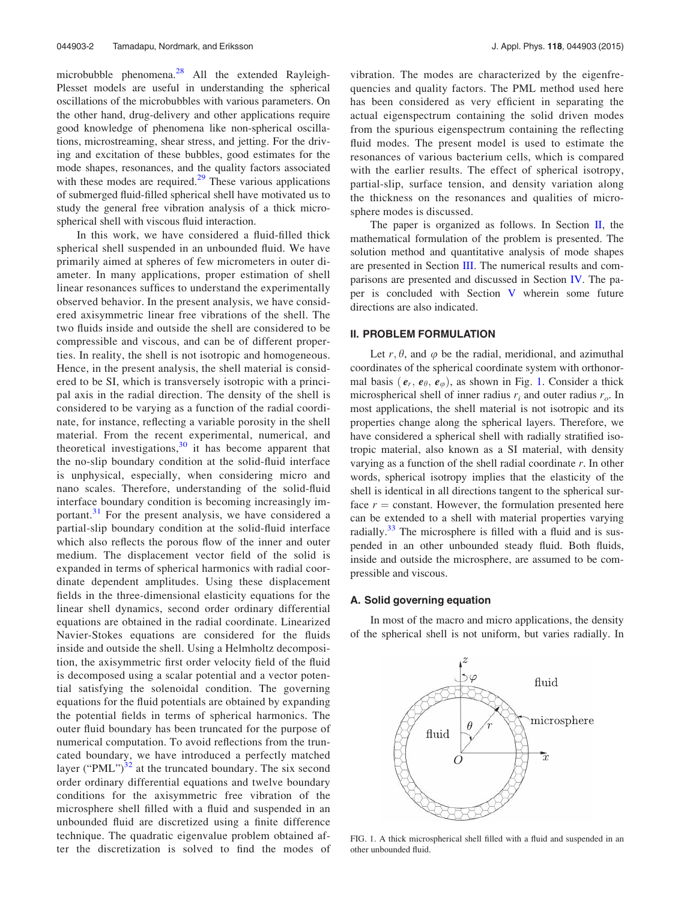microbubble phenomena.[28] All the extended Rayleigh-Plesset models are useful in understanding the spherical oscillations of the microbubbles with various parameters. On the other hand, drug-delivery and other applications require good knowledge of phenomena like non-spherical oscillations, microstreaming, shear stress, and jetting. For the driving and excitation of these bubbles, good estimates for the mode shapes, resonances, and the quality factors associated with these modes are required.[29] These various applications of submerged fluid-filled spherical shell have motivated us to study the general free vibration analysis of a thick microspherical shell with viscous fluid interaction.

In this work, we have considered a fluid-filled thick spherical shell suspended in an unbounded fluid. We have primarily aimed at spheres of few micrometers in outer diameter. In many applications, proper estimation of shell linear resonances suffices to understand the experimentally observed behavior. In the present analysis, we have considered axisymmetric linear free vibrations of the shell. The two fluids inside and outside the shell are considered to be compressible and viscous, and can be of different properties. In reality, the shell is not isotropic and homogeneous. Hence, in the present analysis, the shell material is considered to be SI, which is transversely isotropic with a principal axis in the radial direction. The density of the shell is considered to be varying as a function of the radial coordinate, for instance, reflecting a variable porosity in the shell material. From the recent experimental, numerical, and theoretical investigations,[30] it has become apparent that the no-slip boundary condition at the solid-fluid interface is unphysical, especially, when considering micro and nano scales. Therefore, understanding of the solid-fluid interface boundary condition is becoming increasingly important.[31] For the present analysis, we have considered a partial-slip boundary condition at the solid-fluid interface which also reflects the porous flow of the inner and outer medium. The displacement vector field of the solid is expanded in terms of spherical harmonics with radial coordinate dependent amplitudes. Using these displacement fields in the three-dimensional elasticity equations for the linear shell dynamics, second order ordinary differential equations are obtained in the radial coordinate. Linearized Navier-Stokes equations are considered for the fluids inside and outside the shell. Using a Helmholtz decomposition, the axisymmetric first order velocity field of the fluid is decomposed using a scalar potential and a vector potential satisfying the solenoidal condition. The governing equations for the fluid potentials are obtained by expanding the potential fields in terms of spherical harmonics. The outer fluid boundary has been truncated for the purpose of numerical computation. To avoid reflections from the truncated boundary, we have introduced a perfectly matched layer ("PML")[32] at the truncated boundary. The six second order ordinary differential equations and twelve boundary conditions for the axisymmetric free vibration of the microsphere shell filled with a fluid and suspended in an unbounded fluid are discretized using a finite difference technique. The quadratic eigenvalue problem obtained after the discretization is solved to find the modes of vibration. The modes are characterized by the eigenfrequencies and quality factors. The PML method used here has been considered as very efficient in separating the actual eigenspectrum containing the solid driven modes from the spurious eigenspectrum containing the reflecting fluid modes. The present model is used to estimate the resonances of various bacterium cells, which is compared with the earlier results. The effect of spherical isotropy, partial-slip, surface tension, and density variation along the thickness on the resonances and qualities of microsphere modes is discussed.

The paper is organized as follows. In Section II, the mathematical formulation of the problem is presented. The solution method and quantitative analysis of mode shapes are presented in Section III. The numerical results and comparisons are presented and discussed in Section IV. The paper is concluded with Section V wherein some future directions are also indicated.

## II. PROBLEM FORMULATION

Let $r, \theta$, and $\varphi$ be the radial, meridional, and azimuthal coordinates of the spherical coordinate system with orthonormal basis $(\boldsymbol{e}_r, \boldsymbol{e}_\theta, \boldsymbol{e}_\varphi)$, as shown in Fig. 1. Consider a thick microspherical shell of inner radius $r_i$ and outer radius $r_o$. In most applications, the shell material is not isotropic and its properties change along the spherical layers. Therefore, we have considered a spherical shell with radially stratified isotropic material, also known as a SI material, with density varying as a function of the shell radial coordinate $r$. In other words, spherical isotropy implies that the elasticity of the shell is identical in all directions tangent to the spherical surface $r =$ constant. However, the formulation presented here can be extended to a shell with material properties varying radially.[33] The microsphere is filled with a fluid and is suspended in an other unbounded steady fluid. Both fluids, inside and outside the microsphere, are assumed to be compressible and viscous.

### A. Solid governing equation

In most of the macro and micro applications, the density of the spherical shell is not uniform, but varies radially. In

FIG. 1. A thick microspherical shell filled with a fluid and suspended in an other unbounded fluid.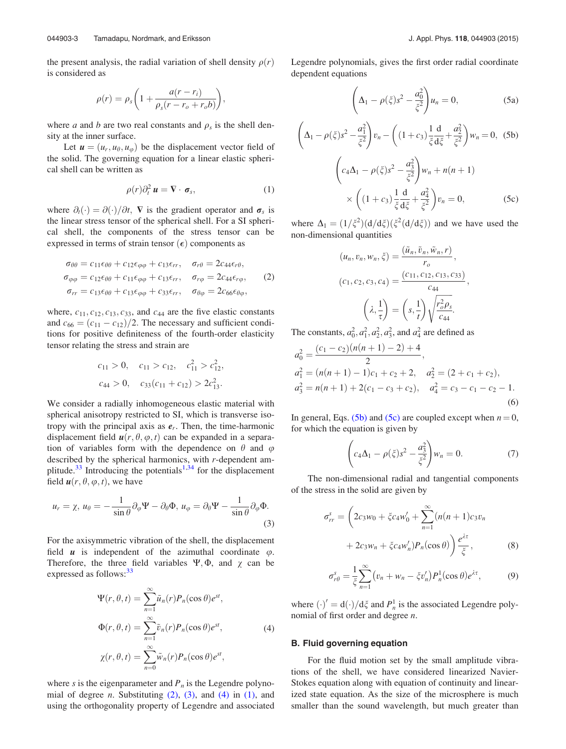the present analysis, the radial variation of shell density $\rho(r)$ is considered as

$$\rho(r) = \rho_s\left(1 + \frac{a(r - r_i)}{\rho_s(r - r_o + r_o b)}\right),$$

where $a$ and $b$ are two real constants and $\rho_s$ is the shell density at the inner surface.

Let $\boldsymbol{u} = (u_r, u_\theta, u_\varphi)$ be the displacement vector field of the solid. The governing equation for a linear elastic spherical shell can be written as

$$\rho(r)\partial_t^2 \boldsymbol{u} = \nabla \cdot \boldsymbol{\sigma}_s, \tag{1}$$

where $\partial_t(\cdot) = \partial(\cdot)/\partial t$, $\nabla$ is the gradient operator and $\boldsymbol{\sigma}_s$ is the linear stress tensor of the spherical shell. For a SI spherical shell, the components of the stress tensor can be expressed in terms of strain tensor ($\epsilon$) components as

$$\begin{aligned}
\sigma_{\theta\theta} &= c_{11}\epsilon_{\theta\theta} + c_{12}\epsilon_{\varphi\varphi} + c_{13}\epsilon_{rr}, \quad \sigma_{r\theta} = 2c_{44}\epsilon_{r\theta},\\
\sigma_{\varphi\varphi} &= c_{12}\epsilon_{\theta\theta} + c_{11}\epsilon_{\varphi\varphi} + c_{13}\epsilon_{rr}, \quad \sigma_{r\varphi} = 2c_{44}\epsilon_{r\varphi},\\
\sigma_{rr} &= c_{13}\epsilon_{\theta\theta} + c_{13}\epsilon_{\varphi\varphi} + c_{33}\epsilon_{rr}, \quad \sigma_{\theta\varphi} = 2c_{66}\epsilon_{\theta\varphi},
\end{aligned} \tag{2}$$

where, $c_{11}, c_{12}, c_{13}, c_{33}$, and $c_{44}$ are the five elastic constants and $c_{66} = (c_{11} - c_{12})/2$. The necessary and sufficient conditions for positive definiteness of the fourth-order elasticity tensor relating the stress and strain are

$$\begin{aligned}
&c_{11} > 0, \quad c_{11} > c_{12}, \quad c_{11}^2 > c_{12}^2,\\
&c_{44} > 0, \quad c_{33}(c_{11} + c_{12}) > 2c_{13}^2.
\end{aligned}$$

We consider a radially inhomogeneous elastic material with spherical anisotropy restricted to SI, which is transverse isotropy with the principal axis as $\boldsymbol{e}_r$. Then, the time-harmonic displacement field $\boldsymbol{u}(r, \theta, \varphi, t)$ can be expanded in a separation of variables form with the dependence on $\theta$ and $\varphi$ described by the spherical harmonics, with $r$-dependent amplitude.[33] Introducing the potentials[1,34] for the displacement field $\boldsymbol{u}(r, \theta, \varphi, t)$, we have

$$u_r = \chi,\ u_\theta = -\frac{1}{\sin\theta}\partial_\varphi \Psi - \partial_\theta \Phi,\ u_\varphi = \partial_\theta \Psi - \frac{1}{\sin\theta}\partial_\varphi \Phi. \tag{3}$$

For the axisymmetric vibration of the shell, the displacement field $\boldsymbol{u}$ is independent of the azimuthal coordinate $\varphi$. Therefore, the three field variables $\Psi, \Phi$, and $\chi$ can be expressed as follows:[33]

$$\begin{aligned}
\Psi(r,\theta,t) &= \sum_{n=1}^{\infty} \tilde{u}_n(r)P_n(\cos\theta)e^{st},\\
\Phi(r,\theta,t) &= \sum_{n=1}^{\infty} \tilde{v}_n(r)P_n(\cos\theta)e^{st},\\
\chi(r,\theta,t) &= \sum_{n=0}^{\infty} \tilde{w}_n(r)P_n(\cos\theta)e^{st},
\end{aligned} \tag{4}$$

where $s$ is the eigenparameter and $P_n$ is the Legendre polynomial of degree $n$. Substituting (2), (3), and (4) in (1), and using the orthogonality property of Legendre and associated Legendre polynomials, gives the first order radial coordinate dependent equations

$$\left(\Delta_1 - \rho(\xi)s^2 - \frac{a_0^2}{\xi^2}\right)u_n = 0, \tag{5a}$$

$$\left(\Delta_1 - \rho(\xi)s^2 - \frac{a_1^2}{\xi^2}\right)v_n - \left((1 + c_3)\frac{1}{\xi}\frac{\mathrm{d}}{\mathrm{d}\xi} + \frac{a_2^2}{\xi^2}\right)w_n = 0, \tag{5b}$$

$$\left(c_4\Delta_1 - \rho(\xi)s^2 - \frac{a_3^2}{\xi^2}\right)w_n + n(n+1) \times \left((1 + c_3)\frac{1}{\xi}\frac{\mathrm{d}}{\mathrm{d}\xi} + \frac{a_4^2}{\xi^2}\right)v_n = 0, \tag{5c}$$

where $\Delta_1 = (1/\xi^2)(\mathrm{d}/\mathrm{d}\xi)(\xi^2(\mathrm{d}/\mathrm{d}\xi))$ and we have used the non-dimensional quantities

$$\begin{aligned}
(u_n, v_n, w_n, \xi) &= \frac{(\tilde{u}_n, \tilde{v}_n, \tilde{w}_n, r)}{r_o},\\
(c_1, c_2, c_3, c_4) &= \frac{(c_{11}, c_{12}, c_{13}, c_{33})}{c_{44}},\\
\left(\lambda, \frac{1}{\tau}\right) &= \left(s, \frac{1}{t}\right)\sqrt{\frac{r_o^2\rho_s}{c_{44}}}.
\end{aligned}$$

The constants, $a_0^2, a_1^2, a_2^2, a_3^2$, and $a_4^2$ are defined as

$$\begin{aligned}
a_0^2 &= \frac{(c_1 - c_2)(n(n+1) - 2) + 4}{2},\\
a_1^2 &= (n(n+1) - 1)c_1 + c_2 + 2, \quad a_2^2 = (2 + c_1 + c_2),\\
a_3^2 &= n(n+1) + 2(c_1 - c_3 + c_2), \quad a_4^2 = c_3 - c_1 - c_2 - 1.
\end{aligned} \tag{6}$$

In general, Eqs. (5b) and (5c) are coupled except when $n = 0$, for which the equation is given by

$$\left(c_4\Delta_1 - \rho(\xi)s^2 - \frac{a_3^2}{\xi^2}\right)w_n = 0. \tag{7}$$

The non-dimensional radial and tangential components of the stress in the solid are given by

$$\sigma_{rr}^s = \left(2c_3w_0 + \xi c_4 w_0' + \sum_{n=1}^{\infty}(n(n+1)c_3v_n + 2c_3w_n + \xi c_4 w_n')P_n(\cos\theta)\right)\frac{e^{\lambda\tau}}{\xi}, \tag{8}$$

$$\sigma_{r\theta}^s = \frac{1}{\xi}\sum_{n=1}^{\infty}\left(v_n + w_n - \xi v_n'\right)P_n^1(\cos\theta)e^{\lambda\tau}, \tag{9}$$

where $(\cdot)' = \mathrm{d}(\cdot)/\mathrm{d}\xi$ and $P_n^1$ is the associated Legendre polynomial of first order and degree $n$.

### B. Fluid governing equation

For the fluid motion set by the small amplitude vibrations of the shell, we have considered linearized Navier-Stokes equation along with equation of continuity and linearized state equation. As the size of the microsphere is much smaller than the sound wavelength, but much greater than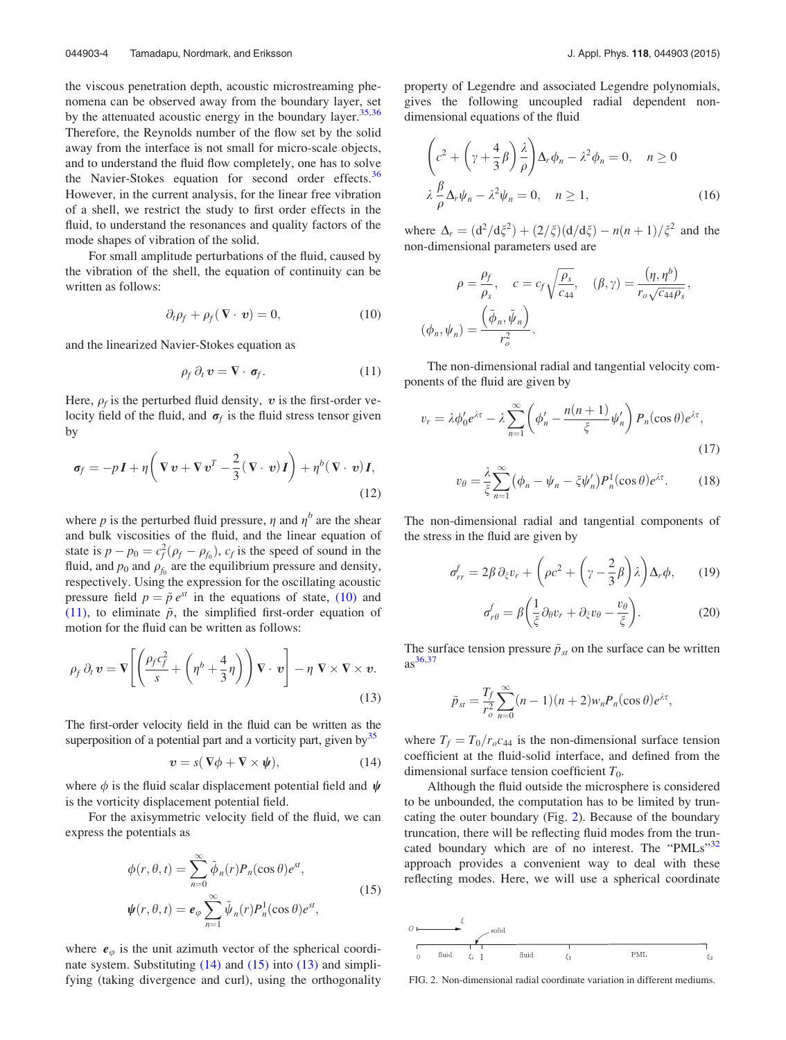the viscous penetration depth, acoustic microstreaming phenomena can be observed away from the boundary layer, set by the attenuated acoustic energy in the boundary layer.[35,36] Therefore, the Reynolds number of the flow set by the solid away from the interface is not small for micro-scale objects, and to understand the fluid flow completely, one has to solve the Navier-Stokes equation for second order effects.[36] However, in the current analysis, for the linear free vibration of a shell, we restrict the study to first order effects in the fluid, to understand the resonances and quality factors of the mode shapes of vibration of the solid.

For small amplitude perturbations of the fluid, caused by the vibration of the shell, the equation of continuity can be written as follows:

$$\partial_t \rho_f + \rho_f (\nabla \cdot \boldsymbol{v}) = 0, \tag{10}$$

and the linearized Navier-Stokes equation as

$$\rho_f \, \partial_t \boldsymbol{v} = \nabla \cdot \boldsymbol{\sigma}_f. \tag{11}$$

Here, $\rho_f$ is the perturbed fluid density, $\boldsymbol{v}$ is the first-order velocity field of the fluid, and $\boldsymbol{\sigma}_f$ is the fluid stress tensor given by

$$\boldsymbol{\sigma}_f = -p\boldsymbol{I} + \eta\left(\nabla \boldsymbol{v} + \nabla \boldsymbol{v}^T - \frac{2}{3}(\nabla \cdot \boldsymbol{v})\boldsymbol{I}\right) + \eta^b (\nabla \cdot \boldsymbol{v})\boldsymbol{I}, \tag{12}$$

where $p$ is the perturbed fluid pressure, $\eta$ and $\eta^b$ are the shear and bulk viscosities of the fluid, and the linear equation of state is $p - p_0 = c_f^2(\rho_f - \rho_{f_0})$, $c_f$ is the speed of sound in the fluid, and $p_0$ and $\rho_{f_0}$ are the equilibrium pressure and density, respectively. Using the expression for the oscillating acoustic pressure field $p = \tilde{p}\, e^{st}$ in the equations of state, (10) and (11), to eliminate $\tilde{p}$, the simplified first-order equation of motion for the fluid can be written as follows:

$$\rho_f \, \partial_t \boldsymbol{v} = \nabla\left[\left(\frac{\rho_f c_f^2}{s} + \left(\eta^b + \frac{4}{3}\eta\right)\right)\nabla \cdot \boldsymbol{v}\right] - \eta \, \nabla \times \nabla \times \boldsymbol{v}. \tag{13}$$

The first-order velocity field in the fluid can be written as the superposition of a potential part and a vorticity part, given by[35]

$$\boldsymbol{v} = s(\nabla \phi + \nabla \times \boldsymbol{\psi}), \tag{14}$$

where $\phi$ is the fluid scalar displacement potential field and $\boldsymbol{\psi}$ is the vorticity displacement potential field.

For the axisymmetric velocity field of the fluid, we can express the potentials as

$$\begin{aligned} \phi(r,\theta,t) &= \sum_{n=0}^{\infty} \tilde{\phi}_n(r) P_n(\cos\theta) e^{st}, \\ \boldsymbol{\psi}(r,\theta,t) &= \boldsymbol{e}_\varphi \sum_{n=1}^{\infty} \tilde{\psi}_n(r) P_n^1(\cos\theta) e^{st}, \end{aligned} \tag{15}$$

where $\boldsymbol{e}_\varphi$ is the unit azimuth vector of the spherical coordinate system. Substituting (14) and (15) into (13) and simplifying (taking divergence and curl), using the orthogonality property of Legendre and associated Legendre polynomials, gives the following uncoupled radial dependent non-dimensional equations of the fluid

$$\begin{aligned} &\left(c^2 + \left(\gamma + \frac{4}{3}\beta\right)\frac{\lambda}{\rho}\right)\Delta_r \phi_n - \lambda^2 \phi_n = 0, \quad n \geq 0 \\ &\lambda \frac{\beta}{\rho} \Delta_r \psi_n - \lambda^2 \psi_n = 0, \quad n \geq 1, \end{aligned} \tag{16}$$

where $\Delta_r = (\mathrm{d}^2/\mathrm{d}\xi^2) + (2/\xi)(\mathrm{d}/\mathrm{d}\xi) - n(n+1)/\xi^2$ and the non-dimensional parameters used are

$$\rho = \frac{\rho_f}{\rho_s}, \quad c = c_f\sqrt{\frac{\rho_s}{c_{44}}}, \quad (\beta, \gamma) = \frac{(\eta, \eta^b)}{r_o\sqrt{c_{44}\rho_s}},$$

$$(\phi_n, \psi_n) = \frac{\left(\tilde{\phi}_n, \tilde{\psi}_n\right)}{r_o^2}.$$

The non-dimensional radial and tangential velocity components of the fluid are given by

$$v_r = \lambda \phi_0' e^{\lambda\tau} - \lambda \sum_{n=1}^{\infty}\left(\phi_n' - \frac{n(n+1)}{\xi}\psi_n'\right) P_n(\cos\theta) e^{\lambda\tau}, \tag{17}$$

$$v_\theta = \frac{\lambda}{\xi}\sum_{n=1}^{\infty}\left(\phi_n - \psi_n - \xi\psi_n'\right) P_n^1(\cos\theta) e^{\lambda\tau}. \tag{18}$$

The non-dimensional radial and tangential components of the stress in the fluid are given by

$$\sigma_{rr}^f = 2\beta\,\partial_\xi v_r + \left(\rho c^2 + \left(\gamma - \frac{2}{3}\beta\right)\lambda\right)\Delta_r \phi, \tag{19}$$

$$\sigma_{r\theta}^f = \beta\left(\frac{1}{\xi}\partial_\theta v_r + \partial_\xi v_\theta - \frac{v_\theta}{\xi}\right). \tag{20}$$

The surface tension pressure $\tilde{p}_{st}$ on the surface can be written as[36,37]

$$\tilde{p}_{st} = \frac{T_f}{r_o^2}\sum_{n=0}^{\infty}(n-1)(n+2) w_n P_n(\cos\theta) e^{\lambda\tau},$$

where $T_f = T_0/r_o c_{44}$ is the non-dimensional surface tension coefficient at the fluid-solid interface, and defined from the dimensional surface tension coefficient $T_0$.

Although the fluid outside the microsphere is considered to be unbounded, the computation has to be limited by truncating the outer boundary (Fig. 2). Because of the boundary truncation, there will be reflecting fluid modes from the truncated boundary which are of no interest. The "PMLs"[32] approach provides a convenient way to deal with these reflecting modes. Here, we will use a spherical coordinate

FIG. 2. Non-dimensional radial coordinate variation in different mediums.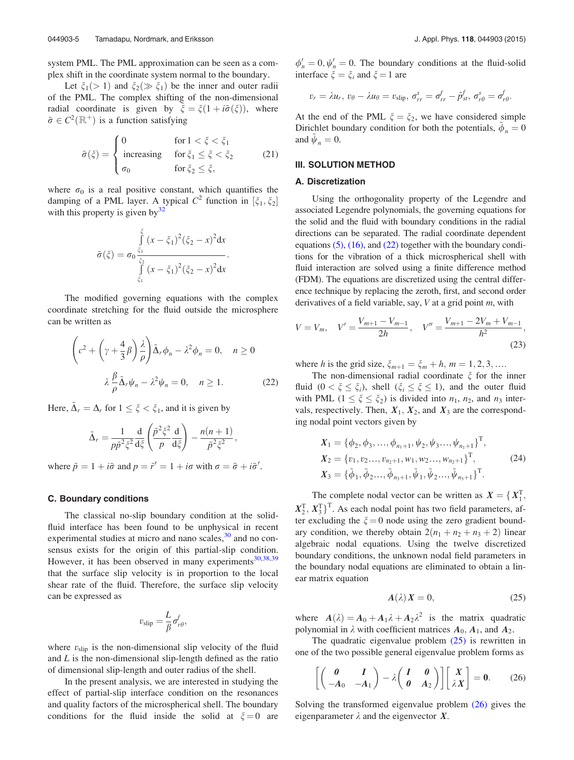system PML. The PML approximation can be seen as a complex shift in the coordinate system normal to the boundary.

Let $\xi_1(>1)$ and $\xi_2(\gg \xi_1)$ be the inner and outer radii of the PML. The complex shifting of the non-dimensional radial coordinate is given by $\tilde{\xi} = \xi(1 + i\tilde{\sigma}(\xi))$, where $\tilde{\sigma} \in C^2(\mathbb{R}^+)$ is a function satisfying

$$\tilde{\sigma}(\xi) = \begin{cases} 0 & \text{for } 1 < \xi < \xi_1 \\ \text{increasing} & \text{for } \xi_1 \le \xi < \xi_2 \\ \sigma_0 & \text{for } \xi_2 \le \xi, \end{cases} \tag{21}$$

where $\sigma_0$ is a real positive constant, which quantifies the damping of a PML layer. A typical $C^2$ function in $[\xi_1, \xi_2]$ with this property is given by[32]

$$\tilde{\sigma}(\xi) = \sigma_0 \frac{\int_{\xi_1}^{\xi} (x - \xi_1)^2 (\xi_2 - x)^2 \mathrm{d}x}{\int_{\xi_1}^{\xi_2} (x - \xi_1)^2 (\xi_2 - x)^2 \mathrm{d}x}.$$

The modified governing equations with the complex coordinate stretching for the fluid outside the microsphere can be written as

$$\left(c^2 + \left(\gamma + \frac{4}{3}\beta\right)\frac{\lambda}{\rho}\right)\tilde{\Delta}_r \phi_n - \lambda^2 \phi_n = 0, \quad n \ge 0$$

$$\lambda \frac{\beta}{\rho} \tilde{\Delta}_r \psi_n - \lambda^2 \psi_n = 0, \quad n \ge 1. \tag{22}$$

Here, $\tilde{\Delta}_r = \Delta_r$ for $1 \le \xi < \xi_1$, and it is given by

$$\tilde{\Delta}_r = \frac{1}{p\tilde{p}^2\xi^2}\frac{\mathrm{d}}{\mathrm{d}\xi}\left(\frac{\tilde{p}^2\xi^2}{p}\frac{\mathrm{d}}{\mathrm{d}\xi}\right) - \frac{n(n+1)}{\tilde{p}^2\xi^2},$$

where $\tilde{p} = 1 + i\tilde{\sigma}$ and $p = \tilde{r}' = 1 + i\sigma$ with $\sigma = \tilde{\sigma} + i\tilde{\sigma}'$.

### C. Boundary conditions

The classical no-slip boundary condition at the solid-fluid interface has been found to be unphysical in recent experimental studies at micro and nano scales,[30] and no consensus exists for the origin of this partial-slip condition. However, it has been observed in many experiments[30,38,39] that the surface slip velocity is in proportion to the local shear rate of the fluid. Therefore, the surface slip velocity can be expressed as

$$v_{\text{slip}} = \frac{L}{\beta}\sigma^f_{r\theta},$$

where $v_{\text{slip}}$ is the non-dimensional slip velocity of the fluid and $L$ is the non-dimensional slip-length defined as the ratio of dimensional slip-length and outer radius of the shell.

In the present analysis, we are interested in studying the effect of partial-slip interface condition on the resonances and quality factors of the microspherical shell. The boundary conditions for the fluid inside the solid at $\xi = 0$ are $\phi'_n = 0, \psi'_n = 0$. The boundary conditions at the fluid-solid interface $\xi = \xi_i$ and $\xi = 1$ are

$$v_r = \lambda u_r,\ v_\theta - \lambda u_\theta = v_{\text{slip}},\ \sigma^s_{rr} = \sigma^f_{rr} - \tilde{p}^f_{st},\ \sigma^s_{r\theta} = \sigma^f_{r\theta}.$$

At the end of the PML $\xi = \xi_2$, we have considered simple Dirichlet boundary condition for both the potentials, $\tilde{\phi}_n = 0$ and $\tilde{\psi}_n = 0$.

## III. SOLUTION METHOD

### A. Discretization

Using the orthogonality property of the Legendre and associated Legendre polynomials, the governing equations for the solid and the fluid with boundary conditions in the radial directions can be separated. The radial coordinate dependent equations (5), (16), and (22) together with the boundary conditions for the vibration of a thick microspherical shell with fluid interaction are solved using a finite difference method (FDM). The equations are discretized using the central difference technique by replacing the zeroth, first, and second order derivatives of a field variable, say, $V$ at a grid point $m$, with

$$V = V_m, \quad V' = \frac{V_{m+1} - V_{m-1}}{2h}, \quad V'' = \frac{V_{m+1} - 2V_m + V_{m-1}}{h^2}, \tag{23}$$

where $h$ is the grid size, $\xi_{m+1} = \xi_m + h$, $m = 1, 2, 3, \ldots$.

The non-dimensional radial coordinate $\xi$ for the inner fluid $(0 < \xi \le \xi_i)$, shell $(\xi_i \le \xi \le 1)$, and the outer fluid with PML $(1 \le \xi \le \xi_2)$ is divided into $n_1$, $n_2$, and $n_3$ intervals, respectively. Then, $\boldsymbol{X}_1$, $\boldsymbol{X}_2$, and $\boldsymbol{X}_3$ are the corresponding nodal point vectors given by

$$\begin{aligned} \boldsymbol{X}_1 &= \{\phi_2, \phi_3, \ldots, \phi_{n_1+1}, \psi_2, \psi_3 \ldots, \psi_{n_1+1}\}^{\mathrm{T}}, \\ \boldsymbol{X}_2 &= \{v_1, v_2 \ldots, v_{n_2+1}, w_1, w_2 \ldots, w_{n_2+1}\}^{\mathrm{T}}, \\ \boldsymbol{X}_3 &= \{\tilde{\phi}_1, \tilde{\phi}_2 \ldots, \tilde{\phi}_{n_3+1}, \tilde{\psi}_1, \tilde{\psi}_2 \ldots, \tilde{\psi}_{n_3+1}\}^{\mathrm{T}}. \end{aligned} \tag{24}$$

The complete nodal vector can be written as $\boldsymbol{X} = \{\boldsymbol{X}_1^{\mathrm{T}}, \boldsymbol{X}_2^{\mathrm{T}}, \boldsymbol{X}_3^{\mathrm{T}}\}^{\mathrm{T}}$. As each nodal point has two field parameters, after excluding the $\xi = 0$ node using the zero gradient boundary condition, we thereby obtain $2(n_1 + n_2 + n_3 + 2)$ linear algebraic nodal equations. Using the twelve discretized boundary conditions, the unknown nodal field parameters in the boundary nodal equations are eliminated to obtain a linear matrix equation

$$\boldsymbol{A}(\lambda)\boldsymbol{X} = 0, \tag{25}$$

where $\boldsymbol{A}(\lambda) = \boldsymbol{A}_0 + \boldsymbol{A}_1\lambda + \boldsymbol{A}_2\lambda^2$ is the matrix quadratic polynomial in $\lambda$ with coefficient matrices $\boldsymbol{A}_0$, $\boldsymbol{A}_1$, and $\boldsymbol{A}_2$.

The quadratic eigenvalue problem (25) is rewritten in one of the two possible general eigenvalue problem forms as

$$\left[\begin{pmatrix} \boldsymbol{0} & \boldsymbol{I} \\ -\boldsymbol{A}_0 & -\boldsymbol{A}_1 \end{pmatrix} - \lambda \begin{pmatrix} \boldsymbol{I} & \boldsymbol{0} \\ \boldsymbol{0} & \boldsymbol{A}_2 \end{pmatrix}\right]\begin{bmatrix} \boldsymbol{X} \\ \lambda\boldsymbol{X} \end{bmatrix} = \boldsymbol{0}. \tag{26}$$

Solving the transformed eigenvalue problem (26) gives the eigenparameter $\lambda$ and the eigenvector $\boldsymbol{X}$.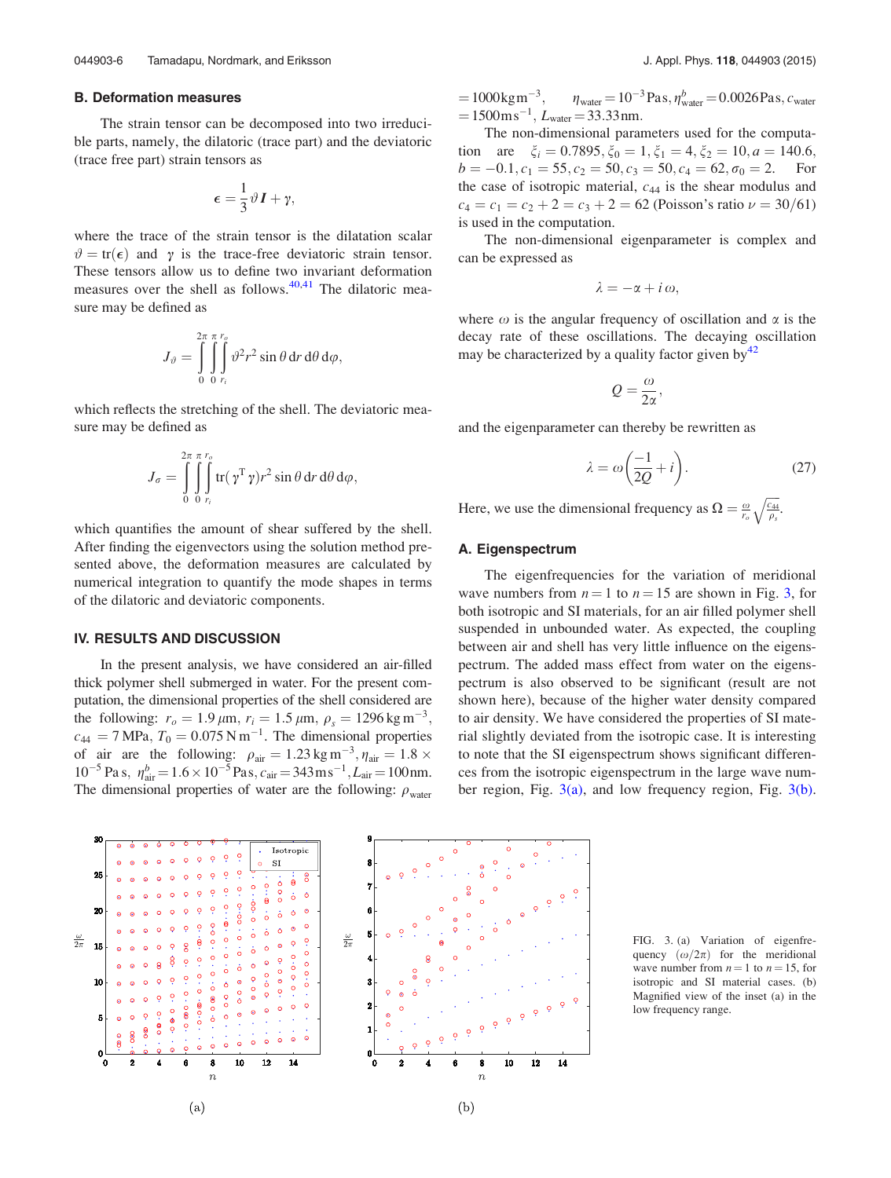### B. Deformation measures

The strain tensor can be decomposed into two irreducible parts, namely, the dilatoric (trace part) and the deviatoric (trace free part) strain tensors as

$$\epsilon = \frac{1}{3}\vartheta \boldsymbol{I} + \gamma,$$

where the trace of the strain tensor is the dilatation scalar $\vartheta = \mathrm{tr}(\epsilon)$ and $\gamma$ is the trace-free deviatoric strain tensor. These tensors allow us to define two invariant deformation measures over the shell as follows.[40,41] The dilatoric measure may be defined as

$$J_\vartheta = \int_0^{2\pi}\int_0^{\pi}\int_{r_i}^{r_o} \vartheta^2 r^2 \sin\theta \,\mathrm{d}r\,\mathrm{d}\theta\,\mathrm{d}\varphi,$$

which reflects the stretching of the shell. The deviatoric measure may be defined as

$$J_\sigma = \int_0^{2\pi}\int_0^{\pi}\int_{r_i}^{r_o} \mathrm{tr}(\gamma^{\mathrm{T}}\gamma) r^2 \sin\theta \,\mathrm{d}r\,\mathrm{d}\theta\,\mathrm{d}\varphi,$$

which quantifies the amount of shear suffered by the shell. After finding the eigenvectors using the solution method presented above, the deformation measures are calculated by numerical integration to quantify the mode shapes in terms of the dilatoric and deviatoric components.

## IV. RESULTS AND DISCUSSION

In the present analysis, we have considered an air-filled thick polymer shell submerged in water. For the present computation, the dimensional properties of the shell considered are the following: $r_o = 1.9\,\mu$m, $r_i = 1.5\,\mu$m, $\rho_s = 1296\,\mathrm{kg\,m^{-3}}$, $c_{44} = 7\,$MPa, $T_0 = 0.075\,\mathrm{N\,m^{-1}}$. The dimensional properties of air are the following: $\rho_{\mathrm{air}} = 1.23\,\mathrm{kg\,m^{-3}}$, $\eta_{\mathrm{air}} = 1.8 \times 10^{-5}\,$Pa s, $\eta^b_{\mathrm{air}} = 1.6 \times 10^{-5}\,$Pa s, $c_{\mathrm{air}} = 343\,\mathrm{m\,s^{-1}}$, $L_{\mathrm{air}} = 100\,$nm. The dimensional properties of water are the following: $\rho_{\mathrm{water}} = 1000\,\mathrm{kg\,m^{-3}}$, $\eta_{\mathrm{water}} = 10^{-3}\,$Pa s, $\eta^b_{\mathrm{water}} = 0.0026\,$Pa s, $c_{\mathrm{water}} = 1500\,\mathrm{m\,s^{-1}}$, $L_{\mathrm{water}} = 33.33\,$nm.

The non-dimensional parameters used for the computation are $\xi_i = 0.7895, \xi_0 = 1, \xi_1 = 4, \xi_2 = 10, a = 140.6, b = -0.1, c_1 = 55, c_2 = 50, c_3 = 50, c_4 = 62, \sigma_0 = 2$. For the case of isotropic material, $c_{44}$ is the shear modulus and $c_4 = c_1 = c_2 + 2 = c_3 + 2 = 62$ (Poisson's ratio $\nu = 30/61$) is used in the computation.

The non-dimensional eigenparameter is complex and can be expressed as

$$\lambda = -\alpha + i\,\omega,$$

where $\omega$ is the angular frequency of oscillation and $\alpha$ is the decay rate of these oscillations. The decaying oscillation may be characterized by a quality factor given by[42]

$$Q = \frac{\omega}{2\alpha},$$

and the eigenparameter can thereby be rewritten as

$$\lambda = \omega\left(\frac{-1}{2Q} + i\right). \tag{27}$$

Here, we use the dimensional frequency as $\Omega = \frac{\omega}{r_o}\sqrt{\frac{c_{44}}{\rho_s}}$.

### A. Eigenspectrum

The eigenfrequencies for the variation of meridional wave numbers from $n = 1$ to $n = 15$ are shown in Fig. 3, for both isotropic and SI materials, for an air filled polymer shell suspended in unbounded water. As expected, the coupling between air and shell has very little influence on the eigenspectrum. The added mass effect from water on the eigenspectrum is also observed to be significant (result are not shown here), because of the higher water density compared to air density. We have considered the properties of SI material slightly deviated from the isotropic case. It is interesting to note that the SI eigenspectrum shows significant differences from the isotropic eigenspectrum in the large wave number region, Fig. 3(a), and low frequency region, Fig. 3(b).

FIG. 3. (a) Variation of eigenfrequency $(\omega/2\pi)$ for the meridional wave number from $n = 1$ to $n = 15$, for isotropic and SI material cases. (b) Magnified view of the inset (a) in the low frequency range.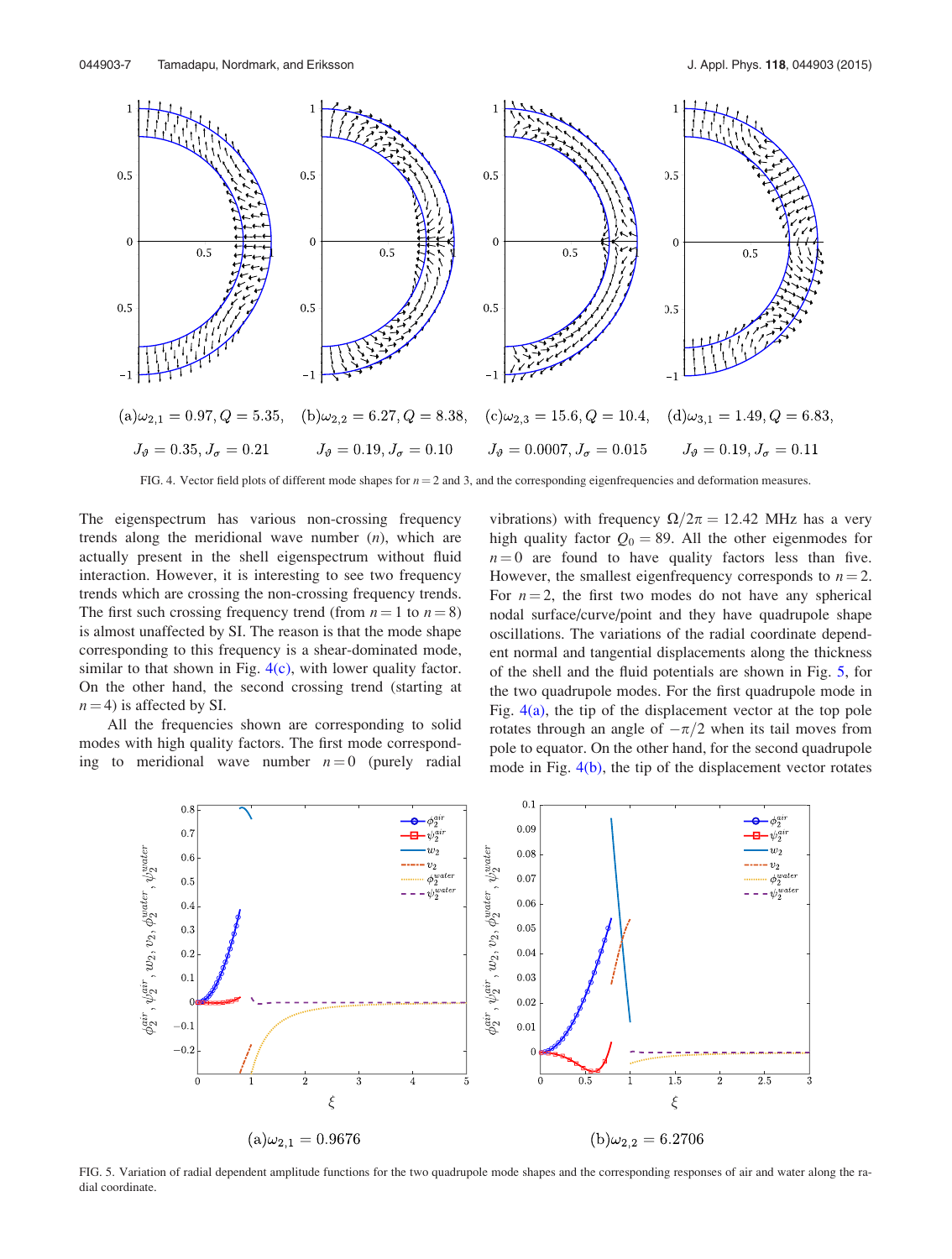(a)$\omega_{2,1} = 0.97, Q = 5.35$, $J_\vartheta = 0.35, J_\sigma = 0.21$

(b)$\omega_{2,2} = 6.27, Q = 8.38$, $J_\vartheta = 0.19, J_\sigma = 0.10$

(c)$\omega_{2,3} = 15.6, Q = 10.4$, $J_\vartheta = 0.0007, J_\sigma = 0.015$

(d)$\omega_{3,1} = 1.49, Q = 6.83$, $J_\vartheta = 0.19, J_\sigma = 0.11$

FIG. 4. Vector field plots of different mode shapes for $n = 2$ and 3, and the corresponding eigenfrequencies and deformation measures.

The eigenspectrum has various non-crossing frequency trends along the meridional wave number ($n$), which are actually present in the shell eigenspectrum without fluid interaction. However, it is interesting to see two frequency trends which are crossing the non-crossing frequency trends. The first such crossing frequency trend (from $n = 1$ to $n = 8$) is almost unaffected by SI. The reason is that the mode shape corresponding to this frequency is a shear-dominated mode, similar to that shown in Fig. 4(c), with lower quality factor. On the other hand, the second crossing trend (starting at $n = 4$) is affected by SI.

All the frequencies shown are corresponding to solid modes with high quality factors. The first mode corresponding to meridional wave number $n = 0$ (purely radial vibrations) with frequency $\Omega/2\pi = 12.42$ MHz has a very high quality factor $Q_0 = 89$. All the other eigenmodes for $n = 0$ are found to have quality factors less than five. However, the smallest eigenfrequency corresponds to $n = 2$. For $n = 2$, the first two modes do not have any spherical nodal surface/curve/point and they have quadrupole shape oscillations. The variations of the radial coordinate dependent normal and tangential displacements along the thickness of the shell and the fluid potentials are shown in Fig. 5, for the two quadrupole modes. For the first quadrupole mode in Fig. 4(a), the tip of the displacement vector at the top pole rotates through an angle of $-\pi/2$ when its tail moves from pole to equator. On the other hand, for the second quadrupole mode in Fig. 4(b), the tip of the displacement vector rotates

(a)$\omega_{2,1} = 0.9676$

(b)$\omega_{2,2} = 6.2706$

FIG. 5. Variation of radial dependent amplitude functions for the two quadrupole mode shapes and the corresponding responses of air and water along the radial coordinate.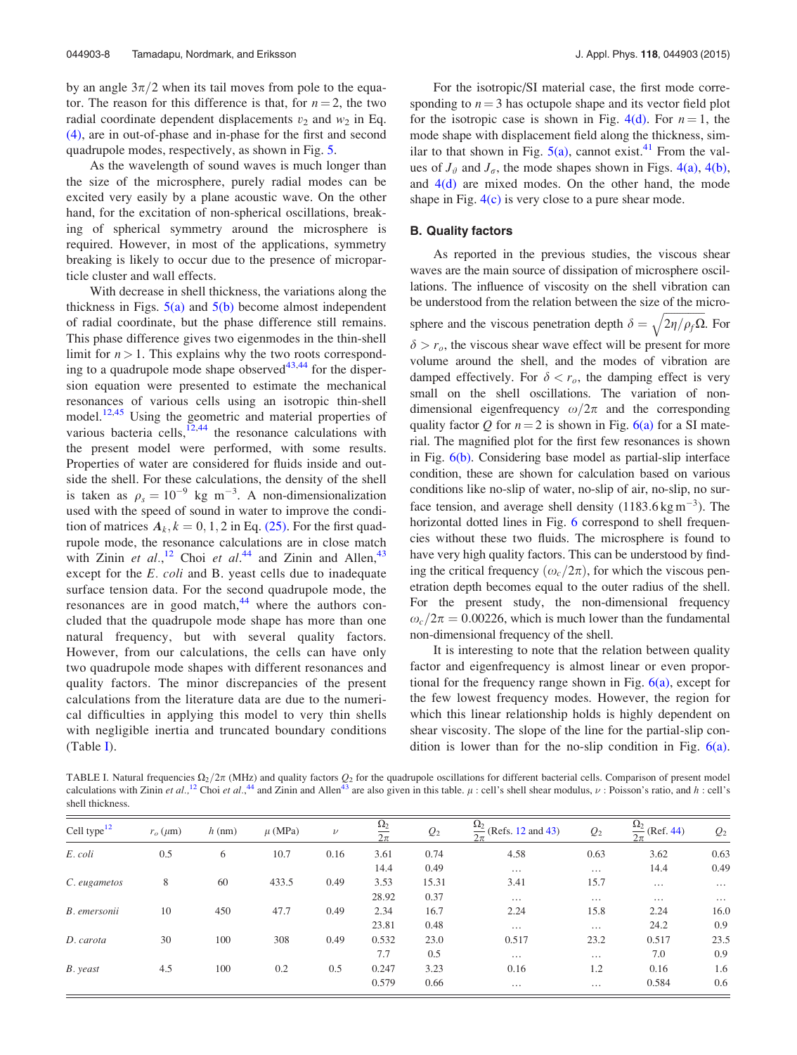by an angle $3\pi/2$ when its tail moves from pole to the equator. The reason for this difference is that, for $n = 2$, the two radial coordinate dependent displacements $v_2$ and $w_2$ in Eq. (4), are in out-of-phase and in-phase for the first and second quadrupole modes, respectively, as shown in Fig. 5.

As the wavelength of sound waves is much longer than the size of the microsphere, purely radial modes can be excited very easily by a plane acoustic wave. On the other hand, for the excitation of non-spherical oscillations, breaking of spherical symmetry around the microsphere is required. However, in most of the applications, symmetry breaking is likely to occur due to the presence of microparticle cluster and wall effects.

With decrease in shell thickness, the variations along the thickness in Figs. 5(a) and 5(b) become almost independent of radial coordinate, but the phase difference still remains. This phase difference gives two eigenmodes in the thin-shell limit for $n > 1$. This explains why the two roots corresponding to a quadrupole mode shape observed[43,44] for the dispersion equation were presented to estimate the mechanical resonances of various cells using an isotropic thin-shell model.[12,45] Using the geometric and material properties of various bacteria cells,[12,44] the resonance calculations with the present model were performed, with some results. Properties of water are considered for fluids inside and outside the shell. For these calculations, the density of the shell is taken as $\rho_s = 10^{-9}$ kg m$^{-3}$. A non-dimensionalization used with the speed of sound in water to improve the condition of matrices $A_k, k = 0, 1, 2$ in Eq. (25). For the first quadrupole mode, the resonance calculations are in close match with Zinin *et al.*,[12] Choi *et al.*[44] and Zinin and Allen,[43] except for the *E. coli* and B. yeast cells due to inadequate surface tension data. For the second quadrupole mode, the resonances are in good match,[44] where the authors concluded that the quadrupole mode shape has more than one natural frequency, but with several quality factors. However, from our calculations, the cells can have only two quadrupole mode shapes with different resonances and quality factors. The minor discrepancies of the present calculations from the literature data are due to the numerical difficulties in applying this model to very thin shells with negligible inertia and truncated boundary conditions (Table I).

For the isotropic/SI material case, the first mode corresponding to $n = 3$ has octupole shape and its vector field plot for the isotropic case is shown in Fig. 4(d). For $n = 1$, the mode shape with displacement field along the thickness, similar to that shown in Fig. 5(a), cannot exist.[41] From the values of $J_\vartheta$ and $J_\sigma$, the mode shapes shown in Figs. 4(a), 4(b), and 4(d) are mixed modes. On the other hand, the mode shape in Fig. 4(c) is very close to a pure shear mode.

### B. Quality factors

As reported in the previous studies, the viscous shear waves are the main source of dissipation of microsphere oscillations. The influence of viscosity on the shell vibration can be understood from the relation between the size of the microsphere and the viscous penetration depth $\delta = \sqrt{2\eta/\rho_f \Omega}$. For $\delta > r_o$, the viscous shear wave effect will be present for more volume around the shell, and the modes of vibration are damped effectively. For $\delta < r_o$, the damping effect is very small on the shell oscillations. The variation of non-dimensional eigenfrequency $\omega/2\pi$ and the corresponding quality factor $Q$ for $n = 2$ is shown in Fig. 6(a) for a SI material. The magnified plot for the first few resonances is shown in Fig. 6(b). Considering base model as partial-slip interface condition, these are shown for calculation based on various conditions like no-slip of water, no-slip of air, no-slip, no surface tension, and average shell density (1183.6 kg m$^{-3}$). The horizontal dotted lines in Fig. 6 correspond to shell frequencies without these two fluids. The microsphere is found to have very high quality factors. This can be understood by finding the critical frequency ($\omega_c/2\pi$), for which the viscous penetration depth becomes equal to the outer radius of the shell. For the present study, the non-dimensional frequency $\omega_c/2\pi = 0.00226$, which is much lower than the fundamental non-dimensional frequency of the shell.

It is interesting to note that the relation between quality factor and eigenfrequency is almost linear or even proportional for the frequency range shown in Fig. 6(a), except for the few lowest frequency modes. However, the region for which this linear relationship holds is highly dependent on shear viscosity. The slope of the line for the partial-slip condition is lower than for the no-slip condition in Fig. 6(a).

TABLE I. Natural frequencies $\Omega_2/2\pi$ (MHz) and quality factors $Q_2$ for the quadrupole oscillations for different bacterial cells. Comparison of present model calculations with Zinin *et al.*,[12] Choi *et al.*,[44] and Zinin and Allen[43] are also given in this table. $\mu$ : cell's shell shear modulus, $\nu$ : Poisson's ratio, and $h$ : cell's shell thickness.

| Cell type[12] | $r_o$ ($\mu$m) | $h$ (nm) | $\mu$ (MPa) | $\nu$ | $\frac{\Omega_2}{2\pi}$ | $Q_2$ | $\frac{\Omega_2}{2\pi}$ (Refs. 12 and 43) | $Q_2$ | $\frac{\Omega_2}{2\pi}$ (Ref. 44) | $Q_2$ |
|---|---|---|---|---|---|---|---|---|---|---|
| *E. coli* | 0.5 | 6 | 10.7 | 0.16 | 3.61 | 0.74 | 4.58 | 0.63 | 3.62 | 0.63 |
| | | | | | 14.4 | 0.49 | … | … | 14.4 | 0.49 |
| *C. eugametos* | 8 | 60 | 433.5 | 0.49 | 3.53 | 15.31 | 3.41 | 15.7 | … | … |
| | | | | | 28.92 | 0.37 | … | … | … | … |
| *B. emersonii* | 10 | 450 | 47.7 | 0.49 | 2.34 | 16.7 | 2.24 | 15.8 | 2.24 | 16.0 |
| | | | | | 23.81 | 0.48 | … | … | 24.2 | 0.9 |
| *D. carota* | 30 | 100 | 308 | 0.49 | 0.532 | 23.0 | 0.517 | 23.2 | 0.517 | 23.5 |
| | | | | | 7.7 | 0.5 | … | … | 7.0 | 0.9 |
| *B. yeast* | 4.5 | 100 | 0.2 | 0.5 | 0.247 | 3.23 | 0.16 | 1.2 | 0.16 | 1.6 |
| | | | | | 0.579 | 0.66 | … | … | 0.584 | 0.6 |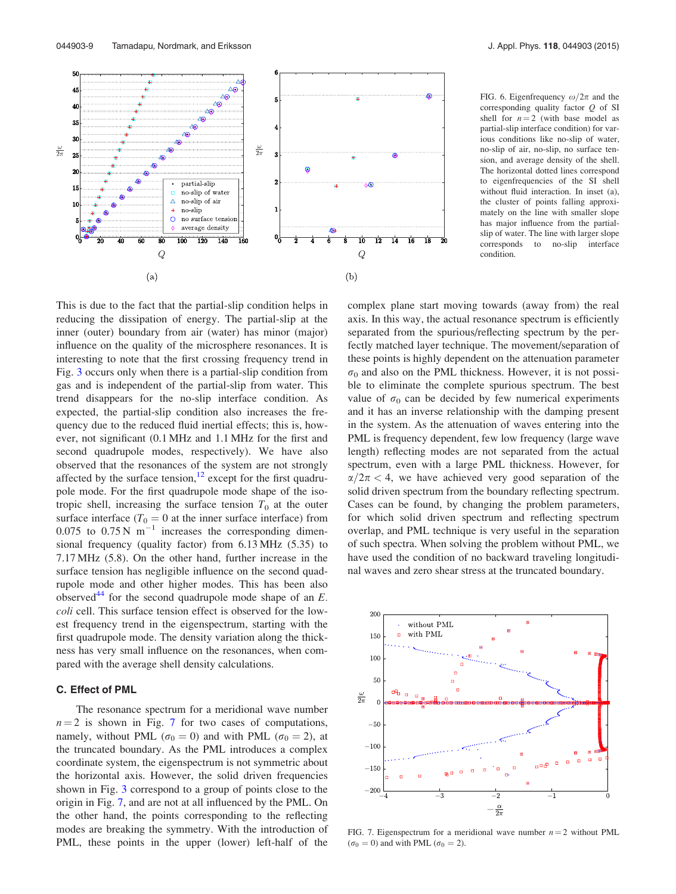FIG. 6. Eigenfrequency $\omega/2\pi$ and the corresponding quality factor $Q$ of SI shell for $n=2$ (with base model as partial-slip interface condition) for various conditions like no-slip of water, no-slip of air, no-slip, no surface tension, and average density of the shell. The horizontal dotted lines correspond to eigenfrequencies of the SI shell without fluid interaction. In inset (a), the cluster of points falling approximately on the line with smaller slope has major influence from the partial-slip of water. The line with larger slope corresponds to no-slip interface condition.

This is due to the fact that the partial-slip condition helps in reducing the dissipation of energy. The partial-slip at the inner (outer) boundary from air (water) has minor (major) influence on the quality of the microsphere resonances. It is interesting to note that the first crossing frequency trend in Fig. 3 occurs only when there is a partial-slip condition from gas and is independent of the partial-slip from water. This trend disappears for the no-slip interface condition. As expected, the partial-slip condition also increases the frequency due to the reduced fluid inertial effects; this is, however, not significant (0.1 MHz and 1.1 MHz for the first and second quadrupole modes, respectively). We have also observed that the resonances of the system are not strongly affected by the surface tension,[12] except for the first quadrupole mode. For the first quadrupole mode shape of the isotropic shell, increasing the surface tension $T_0$ at the outer surface interface ($T_0 = 0$ at the inner surface interface) from 0.075 to 0.75 N $\text{m}^{-1}$ increases the corresponding dimensional frequency (quality factor) from 6.13 MHz (5.35) to 7.17 MHz (5.8). On the other hand, further increase in the surface tension has negligible influence on the second quadrupole mode and other higher modes. This has been also observed[44] for the second quadrupole mode shape of an *E. coli* cell. This surface tension effect is observed for the lowest frequency trend in the eigenspectrum, starting with the first quadrupole mode. The density variation along the thickness has very small influence on the resonances, when compared with the average shell density calculations.

### C. Effect of PML

The resonance spectrum for a meridional wave number $n=2$ is shown in Fig. 7 for two cases of computations, namely, without PML ($\sigma_0 = 0$) and with PML ($\sigma_0 = 2$), at the truncated boundary. As the PML introduces a complex coordinate system, the eigenspectrum is not symmetric about the horizontal axis. However, the solid driven frequencies shown in Fig. 3 correspond to a group of points close to the origin in Fig. 7, and are not at all influenced by the PML. On the other hand, the points corresponding to the reflecting modes are breaking the symmetry. With the introduction of PML, these points in the upper (lower) left-half of the complex plane start moving towards (away from) the real axis. In this way, the actual resonance spectrum is efficiently separated from the spurious/reflecting spectrum by the perfectly matched layer technique. The movement/separation of these points is highly dependent on the attenuation parameter $\sigma_0$ and also on the PML thickness. However, it is not possible to eliminate the complete spurious spectrum. The best value of $\sigma_0$ can be decided by few numerical experiments and it has an inverse relationship with the damping present in the system. As the attenuation of waves entering into the PML is frequency dependent, few low frequency (large wave length) reflecting modes are not separated from the actual spectrum, even with a large PML thickness. However, for $\alpha/2\pi < 4$, we have achieved very good separation of the solid driven spectrum from the boundary reflecting spectrum. Cases can be found, by changing the problem parameters, for which solid driven spectrum and reflecting spectrum overlap, and PML technique is very useful in the separation of such spectra. When solving the problem without PML, we have used the condition of no backward traveling longitudinal waves and zero shear stress at the truncated boundary.

FIG. 7. Eigenspectrum for a meridional wave number $n=2$ without PML ($\sigma_0 = 0$) and with PML ($\sigma_0 = 2$).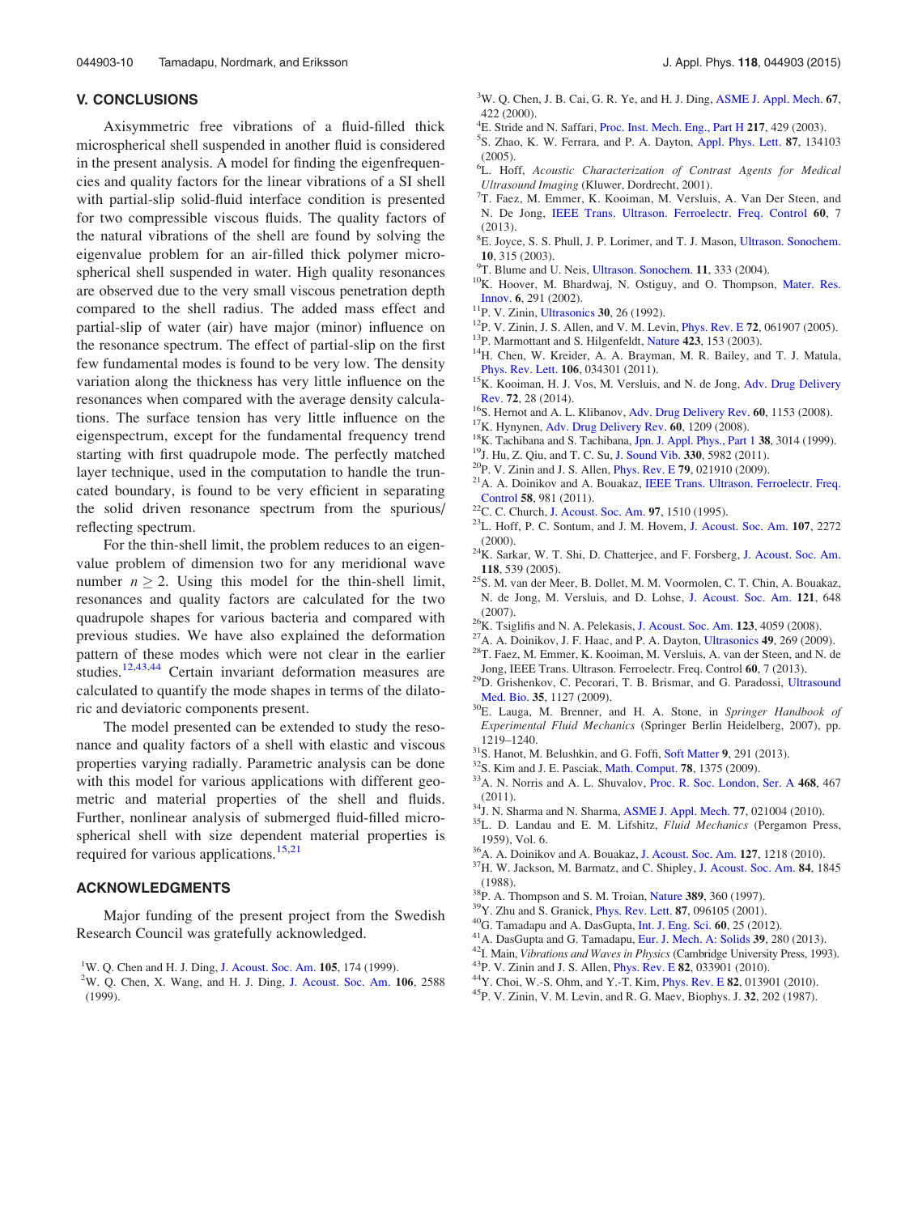## V. CONCLUSIONS

Axisymmetric free vibrations of a fluid-filled thick microspherical shell suspended in another fluid is considered in the present analysis. A model for finding the eigenfrequencies and quality factors for the linear vibrations of a SI shell with partial-slip solid-fluid interface condition is presented for two compressible viscous fluids. The quality factors of the natural vibrations of the shell are found by solving the eigenvalue problem for an air-filled thick polymer microspherical shell suspended in water. High quality resonances are observed due to the very small viscous penetration depth compared to the shell radius. The added mass effect and partial-slip of water (air) have major (minor) influence on the resonance spectrum. The effect of partial-slip on the first few fundamental modes is found to be very low. The density variation along the thickness has very little influence on the resonances when compared with the average density calculations. The surface tension has very little influence on the eigenspectrum, except for the fundamental frequency trend starting with first quadrupole mode. The perfectly matched layer technique, used in the computation to handle the truncated boundary, is found to be very efficient in separating the solid driven resonance spectrum from the spurious/reflecting spectrum.

For the thin-shell limit, the problem reduces to an eigenvalue problem of dimension two for any meridional wave number $n \geq 2$. Using this model for the thin-shell limit, resonances and quality factors are calculated for the two quadrupole shapes for various bacteria and compared with previous studies. We have also explained the deformation pattern of these modes which were not clear in the earlier studies.[12,43,44] Certain invariant deformation measures are calculated to quantify the mode shapes in terms of the dilatoric and deviatoric components present.

The model presented can be extended to study the resonance and quality factors of a shell with elastic and viscous properties varying radially. Parametric analysis can be done with this model for various applications with different geometric and material properties of the shell and fluids. Further, nonlinear analysis of submerged fluid-filled microspherical shell with size dependent material properties is required for various applications.[15,21]

## ACKNOWLEDGMENTS

Major funding of the present project from the Swedish Research Council was gratefully acknowledged.

[1] W. Q. Chen and H. J. Ding, J. Acoust. Soc. Am. **105**, 174 (1999).
[2] W. Q. Chen, X. Wang, and H. J. Ding, J. Acoust. Soc. Am. **106**, 2588 (1999).
[3] W. Q. Chen, J. B. Cai, G. R. Ye, and H. J. Ding, ASME J. Appl. Mech. **67**, 422 (2000).
[4] E. Stride and N. Saffari, Proc. Inst. Mech. Eng., Part H **217**, 429 (2003).
[5] S. Zhao, K. W. Ferrara, and P. A. Dayton, Appl. Phys. Lett. **87**, 134103 (2005).
[6] L. Hoff, *Acoustic Characterization of Contrast Agents for Medical Ultrasound Imaging* (Kluwer, Dordrecht, 2001).
[7] T. Faez, M. Emmer, K. Kooiman, M. Versluis, A. Van Der Steen, and N. De Jong, IEEE Trans. Ultrason. Ferroelectr. Freq. Control **60**, 7 (2013).
[8] E. Joyce, S. S. Phull, J. P. Lorimer, and T. J. Mason, Ultrason. Sonochem. **10**, 315 (2003).
[9] T. Blume and U. Neis, Ultrason. Sonochem. **11**, 333 (2004).
[10] K. Hoover, M. Bhardwaj, N. Ostiguy, and O. Thompson, Mater. Res. Innov. **6**, 291 (2002).
[11] P. V. Zinin, Ultrasonics **30**, 26 (1992).
[12] P. V. Zinin, J. S. Allen, and V. M. Levin, Phys. Rev. E **72**, 061907 (2005).
[13] P. Marmottant and S. Hilgenfeldt, Nature **423**, 153 (2003).
[14] H. Chen, W. Kreider, A. A. Brayman, M. R. Bailey, and T. J. Matula, Phys. Rev. Lett. **106**, 034301 (2011).
[15] K. Kooiman, H. J. Vos, M. Versluis, and N. de Jong, Adv. Drug Delivery Rev. **72**, 28 (2014).
[16] S. Hernot and A. L. Klibanov, Adv. Drug Delivery Rev. **60**, 1153 (2008).
[17] K. Hynynen, Adv. Drug Delivery Rev. **60**, 1209 (2008).
[18] K. Tachibana and S. Tachibana, Jpn. J. Appl. Phys., Part 1 **38**, 3014 (1999).
[19] J. Hu, Z. Qiu, and T. C. Su, J. Sound Vib. **330**, 5982 (2011).
[20] P. V. Zinin and J. S. Allen, Phys. Rev. E **79**, 021910 (2009).
[21] A. A. Doinikov and A. Bouakaz, IEEE Trans. Ultrason. Ferroelectr. Freq. Control **58**, 981 (2011).
[22] C. C. Church, J. Acoust. Soc. Am. **97**, 1510 (1995).
[23] L. Hoff, P. C. Sontum, and J. M. Hovem, J. Acoust. Soc. Am. **107**, 2272 (2000).
[24] K. Sarkar, W. T. Shi, D. Chatterjee, and F. Forsberg, J. Acoust. Soc. Am. **118**, 539 (2005).
[25] S. M. van der Meer, B. Dollet, M. M. Voormolen, C. T. Chin, A. Bouakaz, N. de Jong, M. Versluis, and D. Lohse, J. Acoust. Soc. Am. **121**, 648 (2007).
[26] K. Tsiglifis and N. A. Pelekasis, J. Acoust. Soc. Am. **123**, 4059 (2008).
[27] A. A. Doinikov, J. F. Haac, and P. A. Dayton, Ultrasonics **49**, 269 (2009).
[28] T. Faez, M. Emmer, K. Kooiman, M. Versluis, A. van der Steen, and N. de Jong, IEEE Trans. Ultrason. Ferroelectr. Freq. Control **60**, 7 (2013).
[29] D. Grishenkov, C. Pecorari, T. B. Brismar, and G. Paradossi, Ultrasound Med. Bio. **35**, 1127 (2009).
[30] E. Lauga, M. Brenner, and H. A. Stone, in *Springer Handbook of Experimental Fluid Mechanics* (Springer Berlin Heidelberg, 2007), pp. 1219–1240.
[31] S. Hanot, M. Belushkin, and G. Foffi, Soft Matter **9**, 291 (2013).
[32] S. Kim and J. E. Pasciak, Math. Comput. **78**, 1375 (2009).
[33] A. N. Norris and A. L. Shuvalov, Proc. R. Soc. London, Ser. A **468**, 467 (2011).
[34] J. N. Sharma and N. Sharma, ASME J. Appl. Mech. **77**, 021004 (2010).
[35] L. D. Landau and E. M. Lifshitz, *Fluid Mechanics* (Pergamon Press, 1959), Vol. 6.
[36] A. A. Doinikov and A. Bouakaz, J. Acoust. Soc. Am. **127**, 1218 (2010).
[37] H. W. Jackson, M. Barmatz, and C. Shipley, J. Acoust. Soc. Am. **84**, 1845 (1988).
[38] P. A. Thompson and S. M. Troian, Nature **389**, 360 (1997).
[39] Y. Zhu and S. Granick, Phys. Rev. Lett. **87**, 096105 (2001).
[40] G. Tamadapu and A. DasGupta, Int. J. Eng. Sci. **60**, 25 (2012).
[41] A. DasGupta and G. Tamadapu, Eur. J. Mech. A: Solids **39**, 280 (2013).
[42] I. Main, *Vibrations and Waves in Physics* (Cambridge University Press, 1993).
[43] P. V. Zinin and J. S. Allen, Phys. Rev. E **82**, 033901 (2010).
[44] Y. Choi, W.-S. Ohm, and Y.-T. Kim, Phys. Rev. E **82**, 013901 (2010).
[45] P. V. Zinin, V. M. Levin, and R. G. Maev, Biophys. J. **32**, 202 (1987).